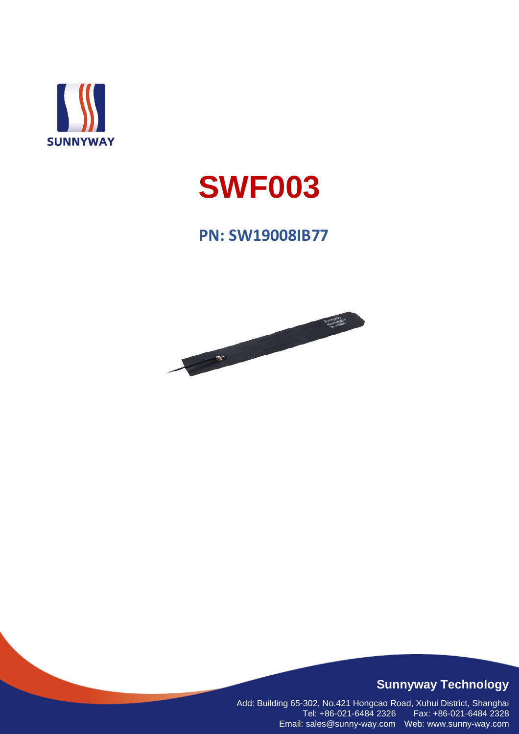SUNNYWAY

# SWF003

## PN: SW19008IB77

**Sunnyway Technology**

Add: Building 65-302, No.421 Hongcao Road, Xuhui District, Shanghai
Tel: +86-021-6484 2326 Fax: +86-021-6484 2328
Email: sales@sunny-way.com Web: www.sunny-way.com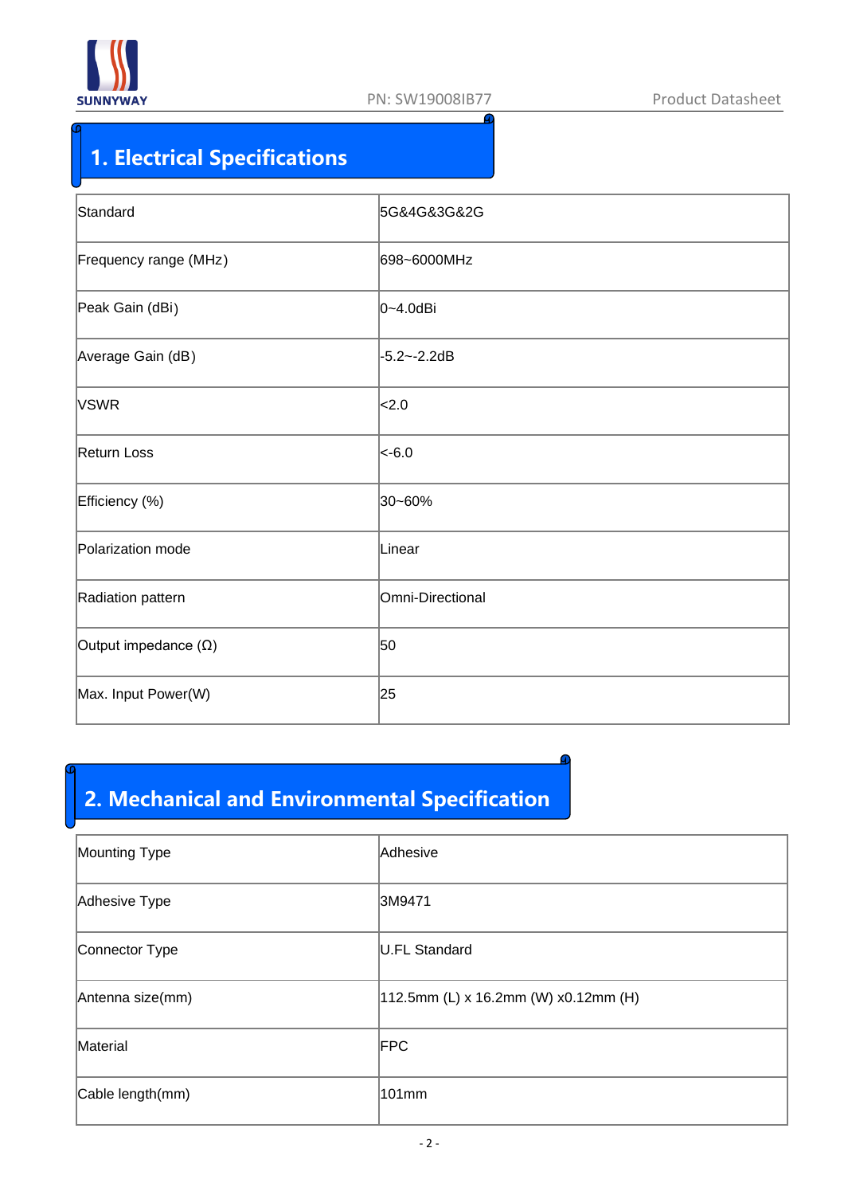## 1. Electrical Specifications

| | |
|---|---|
| Standard | 5G&4G&3G&2G |
| Frequency range (MHz) | 698~6000MHz |
| Peak Gain (dBi) | 0~4.0dBi |
| Average Gain (dB) | -5.2~-2.2dB |
| VSWR | <2.0 |
| Return Loss | <-6.0 |
| Efficiency (%) | 30~60% |
| Polarization mode | Linear |
| Radiation pattern | Omni-Directional |
| Output impedance (Ω) | 50 |
| Max. Input Power(W) | 25 |

## 2. Mechanical and Environmental Specification

| | |
|---|---|
| Mounting Type | Adhesive |
| Adhesive Type | 3M9471 |
| Connector Type | U.FL Standard |
| Antenna size(mm) | 112.5mm (L) x 16.2mm (W) x0.12mm (H) |
| Material | FPC |
| Cable length(mm) | 101mm |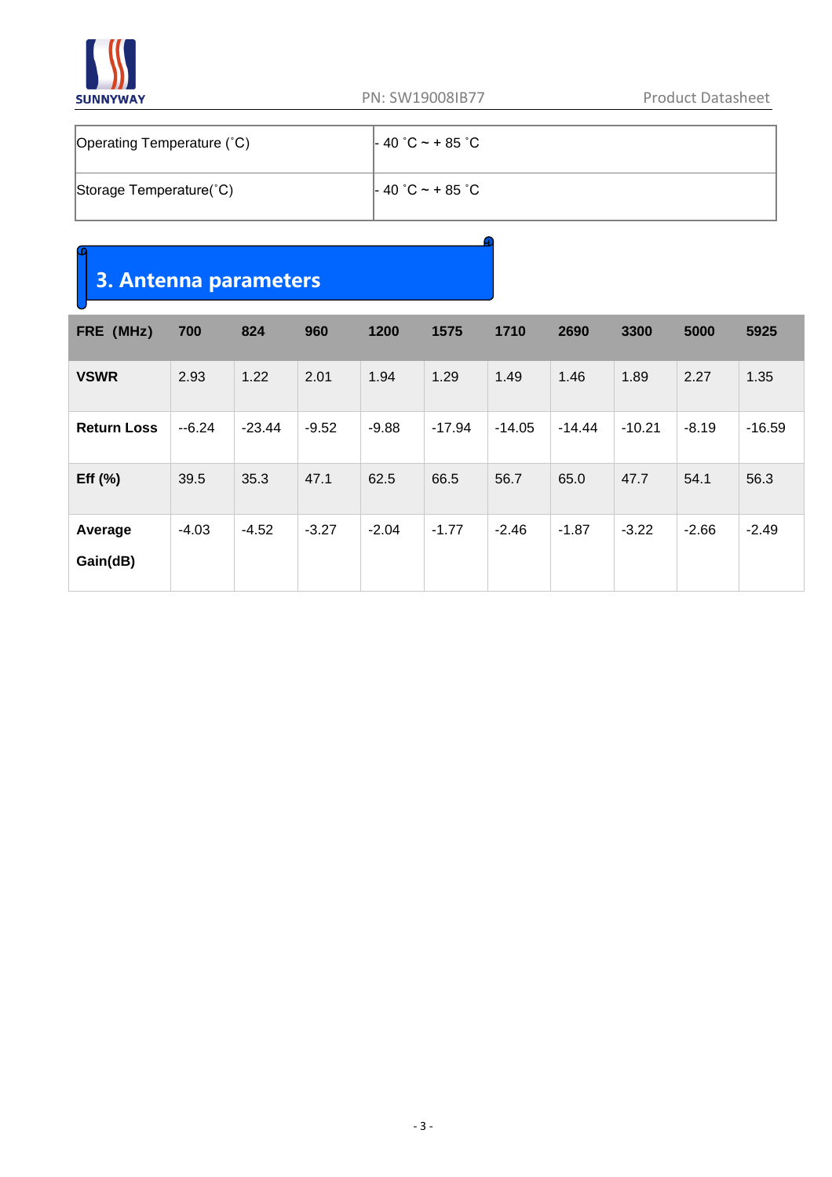| Operating Temperature (˚C) | - 40 ˚C ~ + 85 ˚C |
|---|---|
| Storage Temperature(˚C) | - 40 ˚C ~ + 85 ˚C |

## 3. Antenna parameters

| FRE (MHz) | 700 | 824 | 960 | 1200 | 1575 | 1710 | 2690 | 3300 | 5000 | 5925 |
|---|---|---|---|---|---|---|---|---|---|---|
| **VSWR** | 2.93 | 1.22 | 2.01 | 1.94 | 1.29 | 1.49 | 1.46 | 1.89 | 2.27 | 1.35 |
| **Return Loss** | --6.24 | -23.44 | -9.52 | -9.88 | -17.94 | -14.05 | -14.44 | -10.21 | -8.19 | -16.59 |
| **Eff (%)** | 39.5 | 35.3 | 47.1 | 62.5 | 66.5 | 56.7 | 65.0 | 47.7 | 54.1 | 56.3 |
| **Average Gain(dB)** | -4.03 | -4.52 | -3.27 | -2.04 | -1.77 | -2.46 | -1.87 | -3.22 | -2.66 | -2.49 |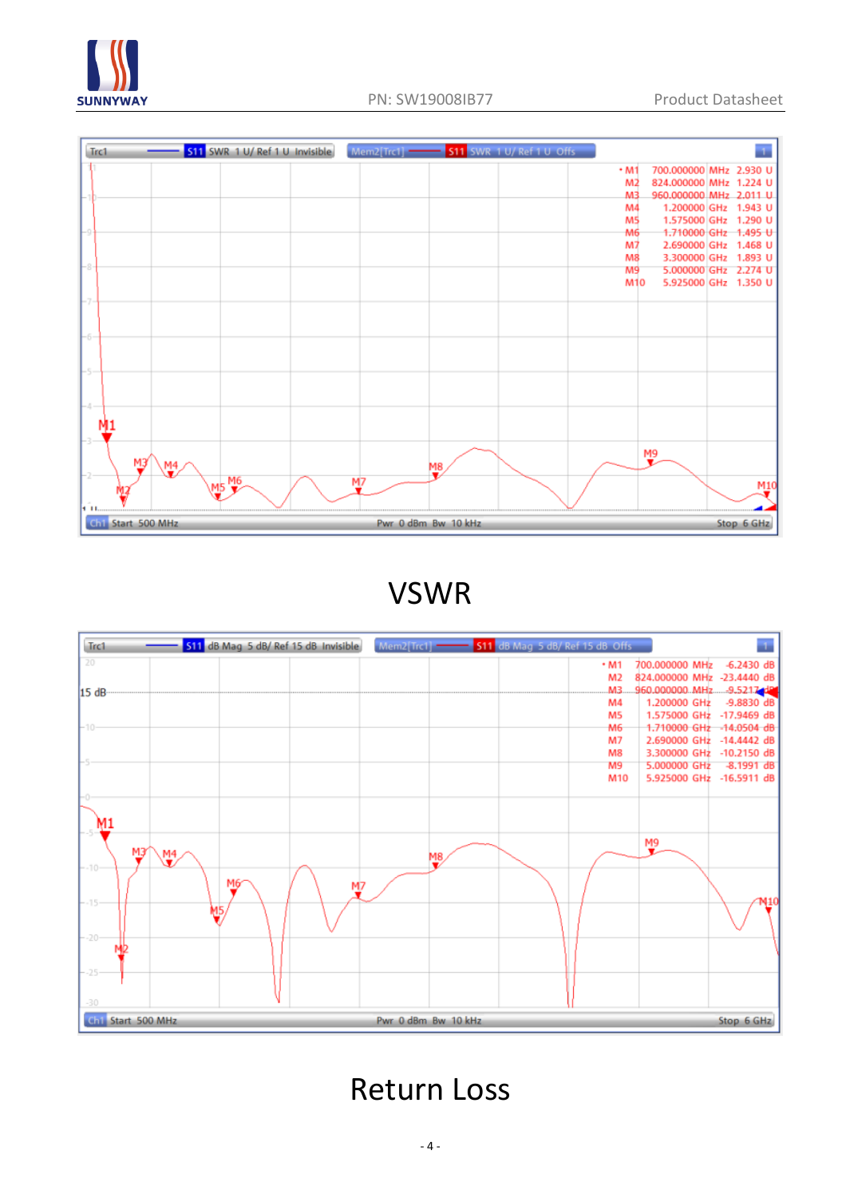| Marker | Frequency | SWR |
|---|---|---|
| M1 | 700.000000 MHz | 2.930 U |
| M2 | 824.000000 MHz | 1.224 U |
| M3 | 960.000000 MHz | 2.011 U |
| M4 | 1.200000 GHz | 1.943 U |
| M5 | 1.575000 GHz | 1.290 U |
| M6 | 1.710000 GHz | 1.495 U |
| M7 | 2.690000 GHz | 1.468 U |
| M8 | 3.300000 GHz | 1.893 U |
| M9 | 5.000000 GHz | 2.274 U |
| M10 | 5.925000 GHz | 1.350 U |

# VSWR

| Marker | Frequency | dB Mag |
|---|---|---|
| M1 | 700.000000 MHz | -6.2430 dB |
| M2 | 824.000000 MHz | -23.4440 dB |
| M3 | 960.000000 MHz | -9.5217 dB |
| M4 | 1.200000 GHz | -9.8830 dB |
| M5 | 1.575000 GHz | -17.9469 dB |
| M6 | 1.710000 GHz | -14.0504 dB |
| M7 | 2.690000 GHz | -14.4442 dB |
| M8 | 3.300000 GHz | -10.2150 dB |
| M9 | 5.000000 GHz | -8.1991 dB |
| M10 | 5.925000 GHz | -16.5911 dB |

# Return Loss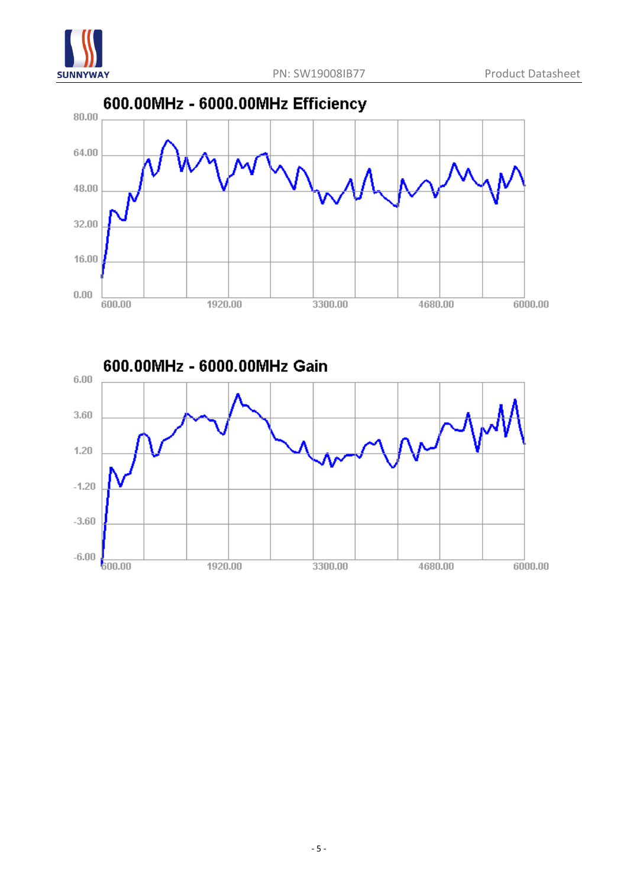## 600.00MHz - 6000.00MHz Efficiency

80.00
64.00
48.00
32.00
16.00
0.00

600.00 1920.00 3300.00 4680.00 6000.00

## 600.00MHz - 6000.00MHz Gain

6.00
3.60
1.20
-1.20
-3.60
-6.00

600.00 1920.00 3300.00 4680.00 6000.00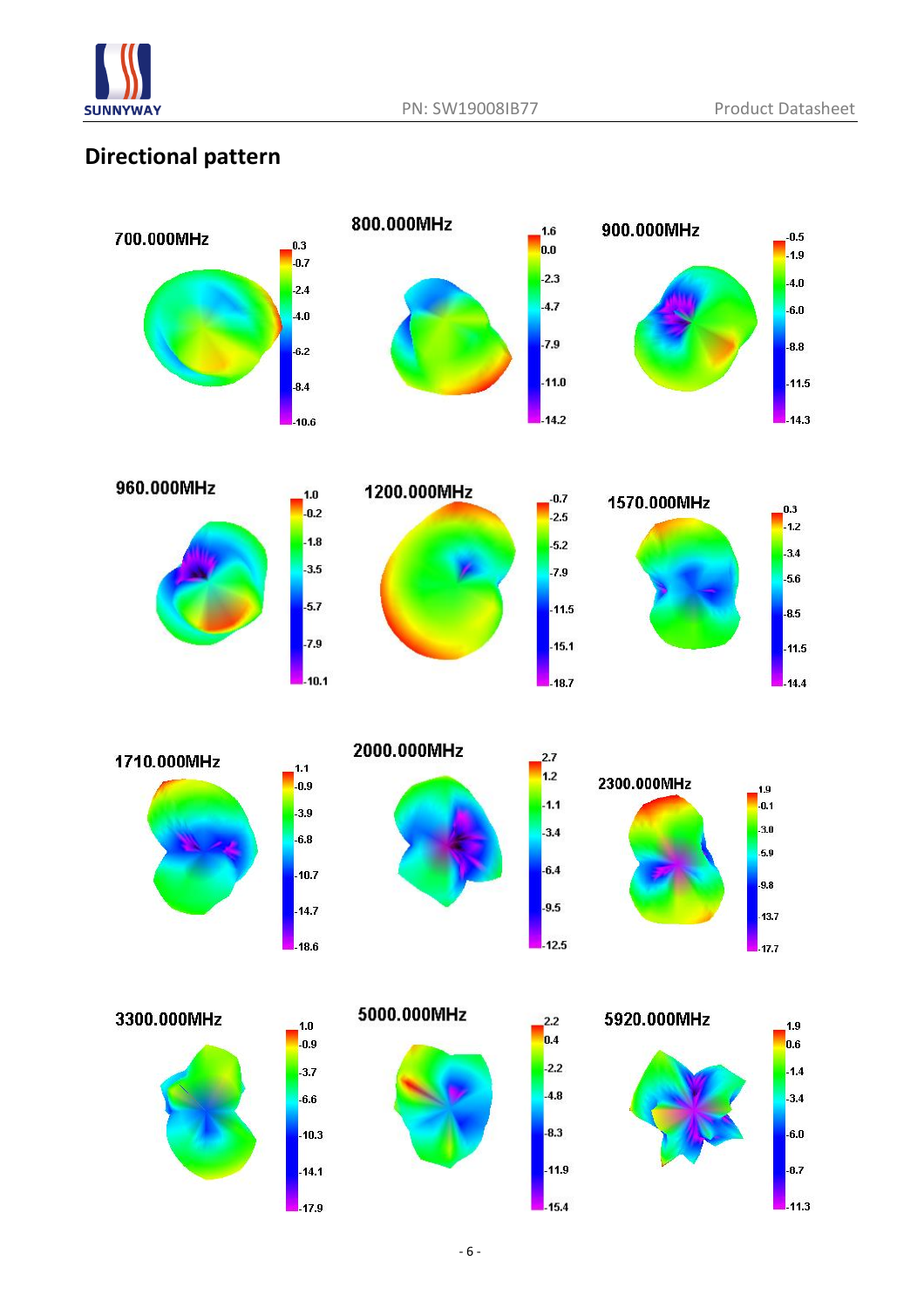## Directional pattern

700.000MHz

0.3
-0.7
-2.4
-4.0
-6.2
-8.4
-10.6

800.000MHz

1.6
0.0
-2.3
-4.7
-7.9
-11.0
-14.2

900.000MHz

-0.5
-1.9
-4.0
-6.0
-8.8
-11.5
-14.3

960.000MHz

1.0
-0.2
-1.8
-3.5
-5.7
-7.9
-10.1

1200.000MHz

-0.7
-2.5
-5.2
-7.9
-11.5
-15.1
-18.7

1570.000MHz

0.3
-1.2
-3.4
-5.6
-8.5
-11.5
-14.4

1710.000MHz

1.1
-0.9
-3.9
-6.8
-10.7
-14.7
-18.6

2000.000MHz

2.7
1.2
-1.1
-3.4
-6.4
-9.5
-12.5

2300.000MHz

1.9
-0.1
-3.0
-5.9
-9.8
-13.7
-17.7

3300.000MHz

1.0
-0.9
-3.7
-6.6
-10.3
-14.1
-17.9

5000.000MHz

2.2
0.4
-2.2
-4.8
-8.3
-11.9
-15.4

5920.000MHz

1.9
0.6
-1.4
-3.4
-6.0
-8.7
-11.3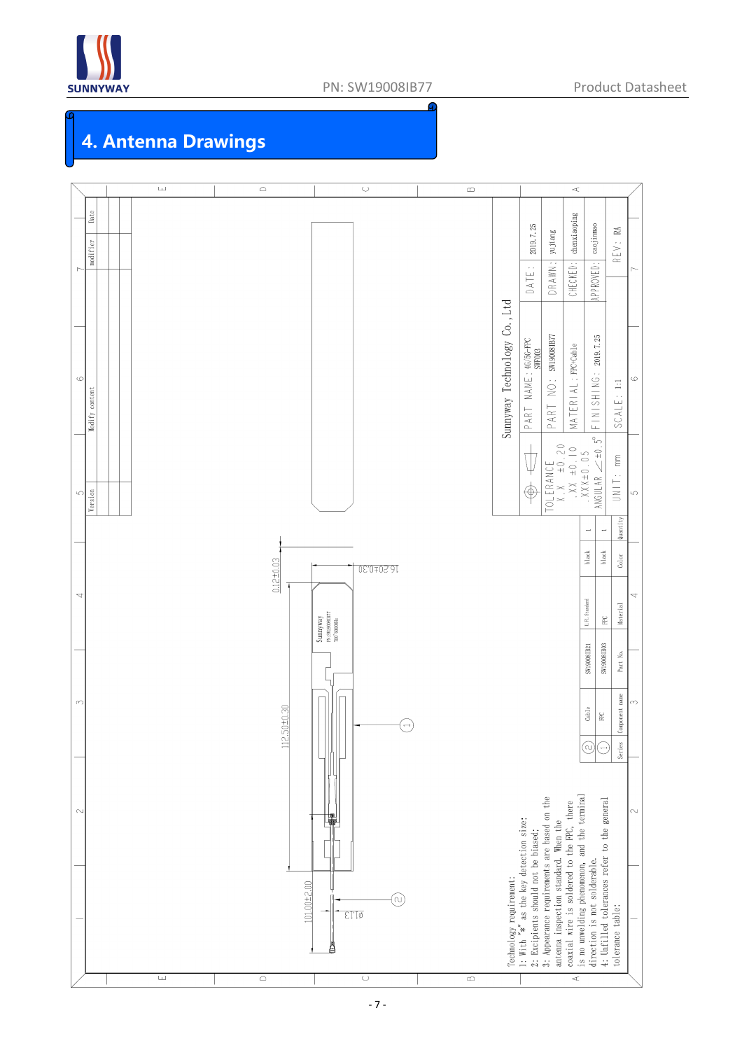## 4. Antenna Drawings

Technology requirement:
1: With "*" as the key detection size;
2: Excipients should not be biased;
3: Appearance requirements are based on the antenna inspection standard. When the coaxial wire is soldered to the FPC, there is no unwelding phenomenon, and the terminal direction is not solderable.
4: Unfilled tolerances refer to the general tolerance table;

0.12±0.03

16.20±0.30

112.50±0.30

101.00±2.00

Ø1.13

Sunnyway
PN:SW19008IB77
700~3600MHz

| Series | Component name | Part No. | Material | Color | Quantity |
|---|---|---|---|---|---|
| 1 | FPC | SW19008IB03 | FPC | black | 1 |
| 2 | Cable | SW19008IB21 | U.FL Standard | black | 1 |

| Version | Modify content | modifier | Date |
|---|---|---|---|
| | | | |

Sunnyway Technology Co.,Ltd

| | | | |
|---|---|---|---|
| | PART NAME: 4G/5G-FPC SWF003 | DATE: | 2019.7.25 |
| TOLERANCE X.X ±0.20 .XX ±0.10 .XXX±0.05 ANGULAR ∠±0.5° | PART NO: SW19008IB77 | DRAWN: | yujiang |
| | MATERIAL: FPC-Cable | CHECKED: | chenxiaoping |
| | FINISHING: 2019.7.25 | APPROVED: | caojinmao |
| UNIT: mm | SCALE: 1:1 | REV: RA | |